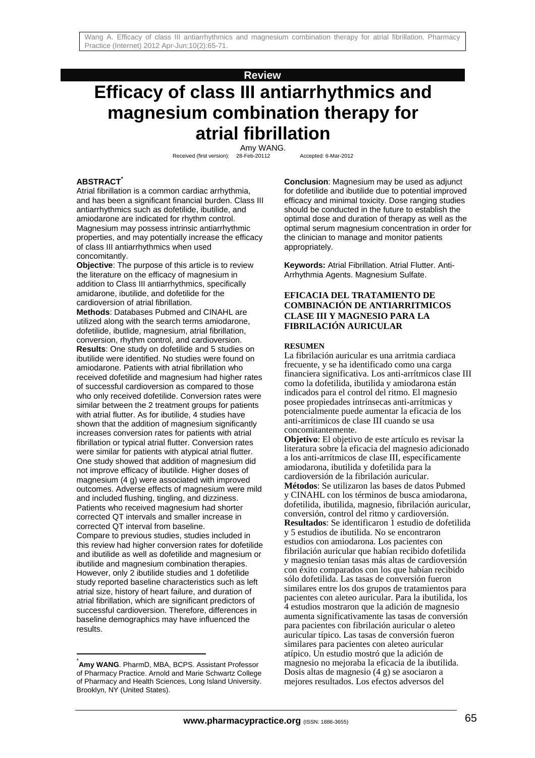Review

# Efficacy of class III antiarrhythmics and magnesium combination therapy for atrial fibrillation

Amy WANG.

Received (first version): 28-Feb-20112 Accepted: 6-Mar-2012

## ABSTRACT*

Atrial fibrillation is a common cardiac arrhythmia, and has been a significant financial burden. Class III antiarrhythmics such as dofetilide, ibutilide, and amiodarone are indicated for rhythm control. Magnesium may possess intrinsic antiarrhythmic properties, and may potentially increase the efficacy of class III antiarrhythmics when used concomitantly.

**Objective**: The purpose of this article is to review the literature on the efficacy of magnesium in addition to Class III antiarrhythmics, specifically amidarone, ibutilide, and dofetilide for the cardioversion of atrial fibrillation.

**Methods**: Databases Pubmed and CINAHL are utilized along with the search terms amiodarone, dofetilide, ibutlide, magnesium, atrial fibrillation, conversion, rhythm control, and cardioversion.

**Results**: One study on dofetilide and 5 studies on ibutilide were identified. No studies were found on amiodarone. Patients with atrial fibrillation who received dofetilide and magnesium had higher rates of successful cardioversion as compared to those who only received dofetilide. Conversion rates were similar between the 2 treatment groups for patients with atrial flutter. As for ibutilide, 4 studies have shown that the addition of magnesium significantly increases conversion rates for patients with atrial fibrillation or typical atrial flutter. Conversion rates were similar for patients with atypical atrial flutter. One study showed that addition of magnesium did not improve efficacy of ibutilide. Higher doses of magnesium (4 g) were associated with improved outcomes. Adverse effects of magnesium were mild and included flushing, tingling, and dizziness. Patients who received magnesium had shorter corrected QT intervals and smaller increase in corrected QT interval from baseline.

Compare to previous studies, studies included in this review had higher conversion rates for dofetilide and ibutilide as well as dofetilide and magnesium or ibutilide and magnesium combination therapies. However, only 2 ibutilide studies and 1 dofetilide study reported baseline characteristics such as left atrial size, history of heart failure, and duration of atrial fibrillation, which are significant predictors of successful cardioversion. Therefore, differences in baseline demographics may have influenced the results.

**Conclusion**: Magnesium may be used as adjunct for dofetilide and ibutilide due to potential improved efficacy and minimal toxicity. Dose ranging studies should be conducted in the future to establish the optimal dose and duration of therapy as well as the optimal serum magnesium concentration in order for the clinician to manage and monitor patients appropriately.

**Keywords:** Atrial Fibrillation. Atrial Flutter. Anti-Arrhythmia Agents. Magnesium Sulfate.

## EFICACIA DEL TRATAMIENTO DE COMBINACIÓN DE ANTIARRITMICOS CLASE III Y MAGNESIO PARA LA FIBRILACIÓN AURICULAR

### RESUMEN

La fibrilación auricular es una arritmia cardiaca frecuente, y se ha identificado como una carga financiera significativa. Los anti-arrítmicos clase III como la dofetilida, ibutilida y amiodarona están indicados para el control del ritmo. El magnesio posee propiedades intrínsecas anti-arrítmicas y potencialmente puede aumentar la eficacia de los anti-arrítimicos de clase III cuando se usa concomitantemente.

**Objetivo**: El objetivo de este artículo es revisar la literatura sobre la eficacia del magnesio adicionado a los anti-arrítmicos de clase III, específicamente amiodarona, ibutilida y dofetilida para la cardioversión de la fibrilación auricular.

**Métodos**: Se utilizaron las bases de datos Pubmed y CINAHL con los términos de busca amiodarona, dofetilida, ibutilida, magnesio, fibrilación auricular, conversión, control del ritmo y cardioversión.

**Resultados**: Se identificaron 1 estudio de dofetilida y 5 estudios de ibutilida. No se encontraron estudios con amiodarona. Los pacientes con fibrilación auricular que habían recibido dofetilida y magnesio tenían tasas más altas de cardioversión con éxito comparados con los que habían recibido sólo dofetilida. Las tasas de conversión fueron similares entre los dos grupos de tratamientos para pacientes con aleteo auricular. Para la ibutilida, los 4 estudios mostraron que la adición de magnesio aumenta significativamente las tasas de conversión para pacientes con fibrilación auricular o aleteo auricular típico. Las tasas de conversión fueron similares para pacientes con aleteo auricular atípico. Un estudio mostró que la adición de magnesio no mejoraba la eficacia de la ibutilida. Dosis altas de magnesio (4 g) se asociaron a mejores resultados. Los efectos adversos del

---

* **Amy WANG**. PharmD, MBA, BCPS. Assistant Professor of Pharmacy Practice. Arnold and Marie Schwartz College of Pharmacy and Health Sciences, Long Island University. Brooklyn, NY (United States).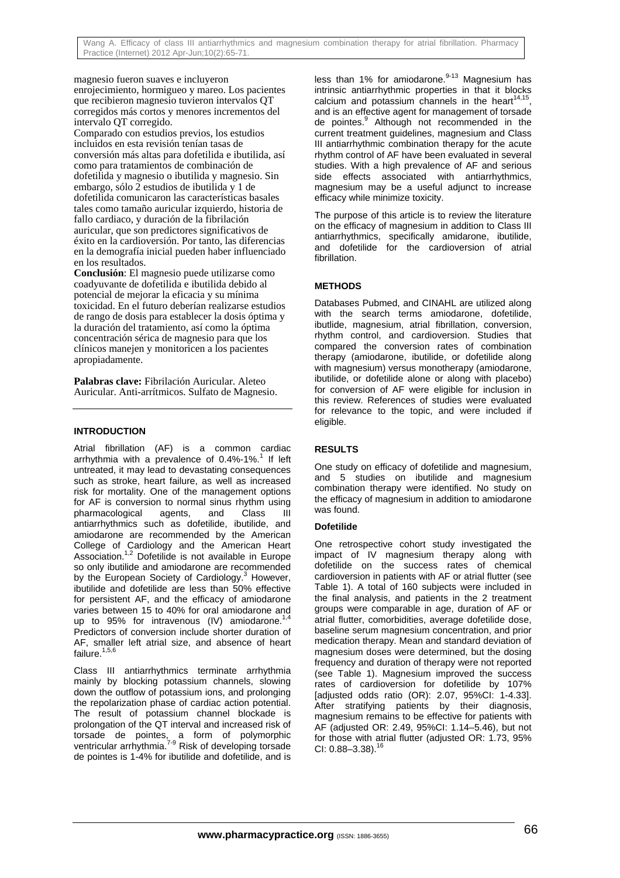magnesio fueron suaves e incluyeron enrojecimiento, hormigueo y mareo. Los pacientes que recibieron magnesio tuvieron intervalos QT corregidos más cortos y menores incrementos del intervalo QT corregido.

Comparado con estudios previos, los estudios incluidos en esta revisión tenían tasas de conversión más altas para dofetilida e ibutilida, así como para tratamientos de combinación de dofetilida y magnesio o ibutilida y magnesio. Sin embargo, sólo 2 estudios de ibutilida y 1 de dofetilida comunicaron las características basales tales como tamaño auricular izquierdo, historia de fallo cardiaco, y duración de la fibrilación auricular, que son predictores significativos de éxito en la cardioversión. Por tanto, las diferencias en la demografía inicial pueden haber influenciado en los resultados.

**Conclusión**: El magnesio puede utilizarse como coadyuvante de dofetilida e ibutilida debido al potencial de mejorar la eficacia y su mínima toxicidad. En el futuro deberían realizarse estudios de rango de dosis para establecer la dosis óptima y la duración del tratamiento, así como la óptima concentración sérica de magnesio para que los clínicos manejen y monitoricen a los pacientes apropiadamente.

**Palabras clave:** Fibrilación Auricular. Aleteo Auricular. Anti-arrítmicos. Sulfato de Magnesio.

## INTRODUCTION

Atrial fibrillation (AF) is a common cardiac arrhythmia with a prevalence of 0.4%-1%.[1] If left untreated, it may lead to devastating consequences such as stroke, heart failure, as well as increased risk for mortality. One of the management options for AF is conversion to normal sinus rhythm using pharmacological agents, and Class III antiarrhythmics such as dofetilide, ibutilide, and amiodarone are recommended by the American College of Cardiology and the American Heart Association.[1,2] Dofetilide is not available in Europe so only ibutilide and amiodarone are recommended by the European Society of Cardiology.[3] However, ibutilide and dofetilide are less than 50% effective for persistent AF, and the efficacy of amiodarone varies between 15 to 40% for oral amiodarone and up to 95% for intravenous (IV) amiodarone.[1,4] Predictors of conversion include shorter duration of AF, smaller left atrial size, and absence of heart failure.[1,5,6]

Class III antiarrhythmics terminate arrhythmia mainly by blocking potassium channels, slowing down the outflow of potassium ions, and prolonging the repolarization phase of cardiac action potential. The result of potassium channel blockade is prolongation of the QT interval and increased risk of torsade de pointes, a form of polymorphic ventricular arrhythmia.[7-9] Risk of developing torsade de pointes is 1-4% for ibutilide and dofetilide, and is less than 1% for amiodarone.[9-13] Magnesium has intrinsic antiarrhythmic properties in that it blocks calcium and potassium channels in the heart[14,15], and is an effective agent for management of torsade de pointes.[9] Although not recommended in the current treatment guidelines, magnesium and Class III antiarrhythmic combination therapy for the acute rhythm control of AF have been evaluated in several studies. With a high prevalence of AF and serious side effects associated with antiarrhythmics, magnesium may be a useful adjunct to increase efficacy while minimize toxicity.

The purpose of this article is to review the literature on the efficacy of magnesium in addition to Class III antiarrhythmics, specifically amidarone, ibutilide, and dofetilide for the cardioversion of atrial fibrillation.

## METHODS

Databases Pubmed, and CINAHL are utilized along with the search terms amiodarone, dofetilide, ibutlide, magnesium, atrial fibrillation, conversion, rhythm control, and cardioversion. Studies that compared the conversion rates of combination therapy (amiodarone, ibutilide, or dofetilide along with magnesium) versus monotherapy (amiodarone, ibutilide, or dofetilide alone or along with placebo) for conversion of AF were eligible for inclusion in this review. References of studies were evaluated for relevance to the topic, and were included if eligible.

## RESULTS

One study on efficacy of dofetilide and magnesium, and 5 studies on ibutilide and magnesium combination therapy were identified. No study on the efficacy of magnesium in addition to amiodarone was found.

### Dofetilide

One retrospective cohort study investigated the impact of IV magnesium therapy along with dofetilide on the success rates of chemical cardioversion in patients with AF or atrial flutter (see Table 1). A total of 160 subjects were included in the final analysis, and patients in the 2 treatment groups were comparable in age, duration of AF or atrial flutter, comorbidities, average dofetilide dose, baseline serum magnesium concentration, and prior medication therapy. Mean and standard deviation of magnesium doses were determined, but the dosing frequency and duration of therapy were not reported (see Table 1). Magnesium improved the success rates of cardioversion for dofetilide by 107% [adjusted odds ratio (OR): 2.07, 95%CI: 1-4.33]. After stratifying patients by their diagnosis, magnesium remains to be effective for patients with AF (adjusted OR: 2.49, 95%CI: 1.14–5.46), but not for those with atrial flutter (adjusted OR: 1.73, 95% CI: 0.88–3.38).[16]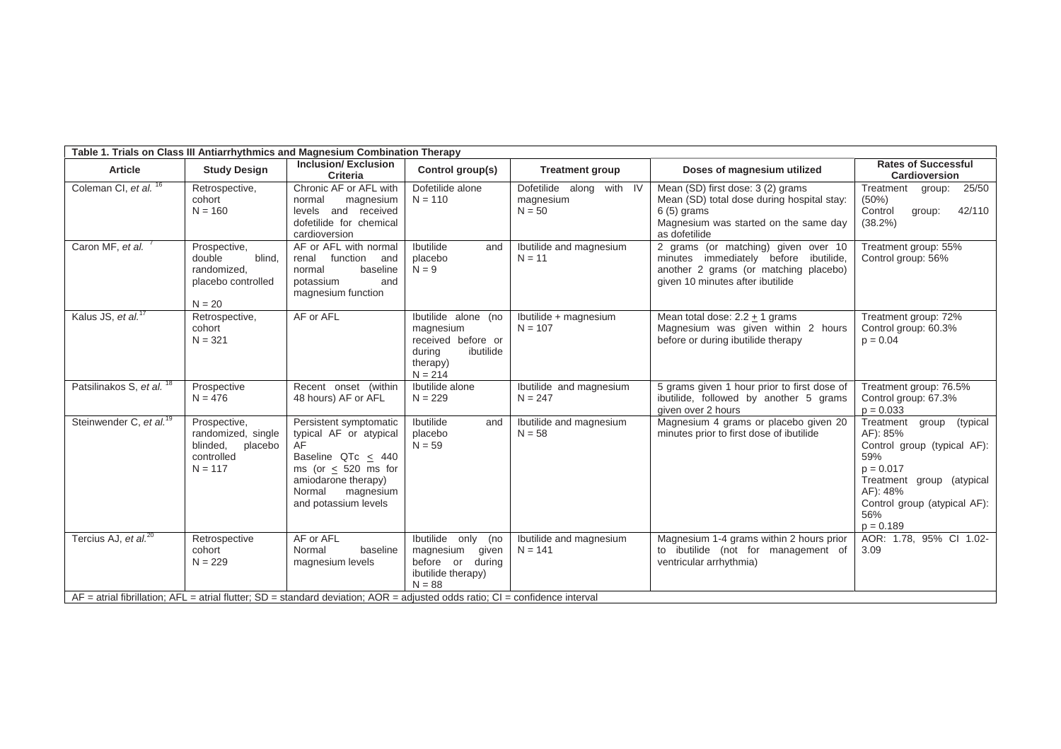**Table 1. Trials on Class III Antiarrhythmics and Magnesium Combination Therapy**

| Article | Study Design | Inclusion/ Exclusion Criteria | Control group(s) | Treatment group | Doses of magnesium utilized | Rates of Successful Cardioversion |
|---|---|---|---|---|---|---|
| Coleman CI, *et al.* [16] | Retrospective, cohort N = 160 | Chronic AF or AFL with normal magnesium levels and received dofetilide for chemical cardioversion | Dofetilide alone N = 110 | Dofetilide along with IV magnesium N = 50 | Mean (SD) first dose: 3 (2) grams Mean (SD) total dose during hospital stay: 6 (5) grams Magnesium was started on the same day as dofetilide | Treatment group: 25/50 (50%) Control group: 42/110 (38.2%) |
| Caron MF, *et al.* [7] | Prospective, double blind, randomized, placebo controlled N = 20 | AF or AFL with normal renal function and normal baseline potassium and magnesium function | Ibutilide and placebo N = 9 | Ibutilide and magnesium N = 11 | 2 grams (or matching) given over 10 minutes immediately before ibutilide, another 2 grams (or matching placebo) given 10 minutes after ibutilide | Treatment group: 55% Control group: 56% |
| Kalus JS, *et al.* [17] | Retrospective, cohort N = 321 | AF or AFL | Ibutilide alone (no magnesium received before or during ibutilide therapy) N = 214 | Ibutilide + magnesium N = 107 | Mean total dose: 2.2 ± 1 grams Magnesium was given within 2 hours before or during ibutilide therapy | Treatment group: 72% Control group: 60.3% $p = 0.04$ |
| Patsilinakos S, *et al.* [18] | Prospective N = 476 | Recent onset (within 48 hours) AF or AFL | Ibutilide alone N = 229 | Ibutilide and magnesium N = 247 | 5 grams given 1 hour prior to first dose of ibutilide, followed by another 5 grams given over 2 hours | Treatment group: 76.5% Control group: 67.3% $p = 0.033$ |
| Steinwender C, *et al.* [19] | Prospective, randomized, single blinded, placebo controlled N = 117 | Persistent symptomatic typical AF or atypical AF Baseline QTc ≤ 440 ms (or ≤ 520 ms for amiodarone therapy) Normal magnesium and potassium levels | Ibutilide and placebo N = 59 | Ibutilide and magnesium N = 58 | Magnesium 4 grams or placebo given 20 minutes prior to first dose of ibutilide | Treatment group (typical AF): 85% Control group (typical AF): 59% $p = 0.017$ Treatment group (atypical AF): 48% Control group (atypical AF): 56% $p = 0.189$ |
| Tercius AJ, *et al.* [20] | Retrospective cohort N = 229 | AF or AFL Normal baseline magnesium levels | Ibutilide only (no magnesium given before or during ibutilide therapy) N = 88 | Ibutilide and magnesium N = 141 | Magnesium 1-4 grams within 2 hours prior to ibutilide (not for management of ventricular arrhythmia) | AOR: 1.78, 95% CI 1.02-3.09 |

AF = atrial fibrillation; AFL = atrial flutter; SD = standard deviation; AOR = adjusted odds ratio; CI = confidence interval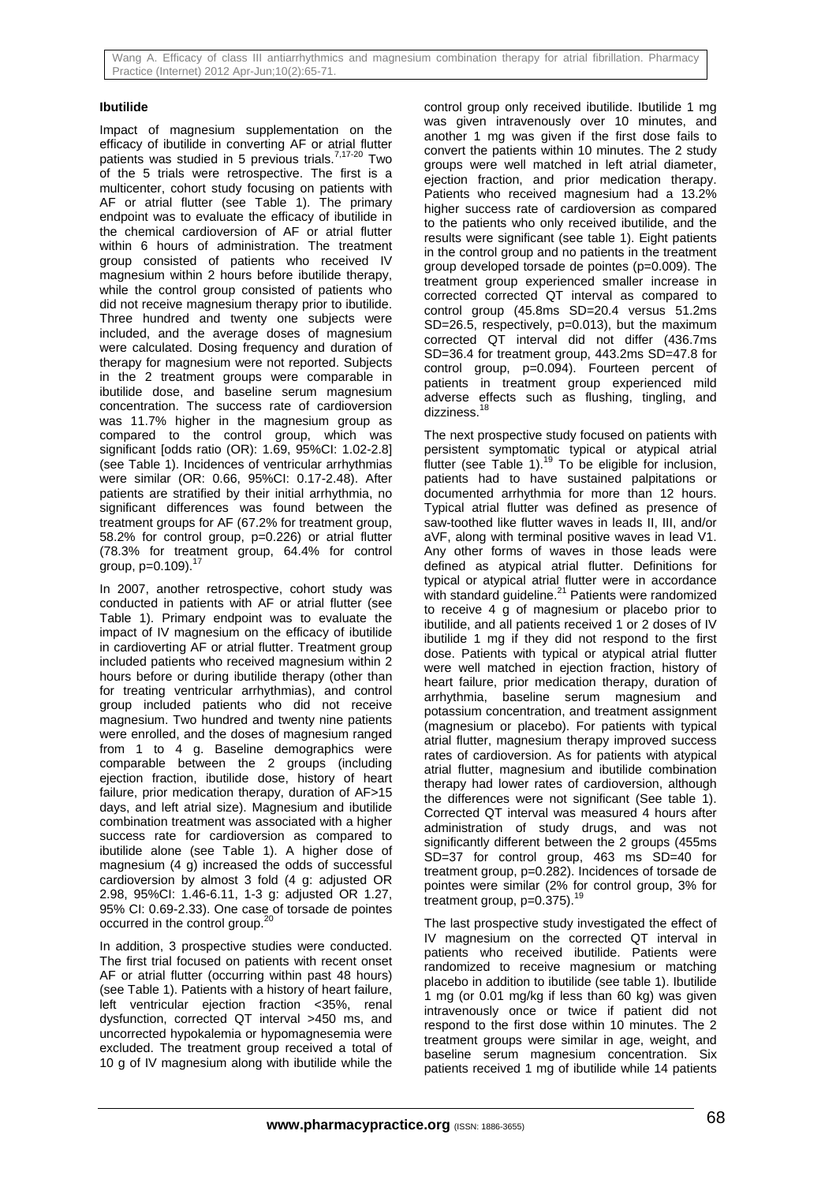### Ibutilide

Impact of magnesium supplementation on the efficacy of ibutilide in converting AF or atrial flutter patients was studied in 5 previous trials.[7,17-20] Two of the 5 trials were retrospective. The first is a multicenter, cohort study focusing on patients with AF or atrial flutter (see Table 1). The primary endpoint was to evaluate the efficacy of ibutilide in the chemical cardioversion of AF or atrial flutter within 6 hours of administration. The treatment group consisted of patients who received IV magnesium within 2 hours before ibutilide therapy, while the control group consisted of patients who did not receive magnesium therapy prior to ibutilide. Three hundred and twenty one subjects were included, and the average doses of magnesium were calculated. Dosing frequency and duration of therapy for magnesium were not reported. Subjects in the 2 treatment groups were comparable in ibutilide dose, and baseline serum magnesium concentration. The success rate of cardioversion was 11.7% higher in the magnesium group as compared to the control group, which was significant [odds ratio (OR): 1.69, 95%CI: 1.02-2.8] (see Table 1). Incidences of ventricular arrhythmias were similar (OR: 0.66, 95%CI: 0.17-2.48). After patients are stratified by their initial arrhythmia, no significant differences was found between the treatment groups for AF (67.2% for treatment group, 58.2% for control group, p=0.226) or atrial flutter (78.3% for treatment group, 64.4% for control group, p=0.109).[17]

In 2007, another retrospective, cohort study was conducted in patients with AF or atrial flutter (see Table 1). Primary endpoint was to evaluate the impact of IV magnesium on the efficacy of ibutilide in cardioverting AF or atrial flutter. Treatment group included patients who received magnesium within 2 hours before or during ibutilide therapy (other than for treating ventricular arrhythmias), and control group included patients who did not receive magnesium. Two hundred and twenty nine patients were enrolled, and the doses of magnesium ranged from 1 to 4 g. Baseline demographics were comparable between the 2 groups (including ejection fraction, ibutilide dose, history of heart failure, prior medication therapy, duration of AF>15 days, and left atrial size). Magnesium and ibutilide combination treatment was associated with a higher success rate for cardioversion as compared to ibutilide alone (see Table 1). A higher dose of magnesium (4 g) increased the odds of successful cardioversion by almost 3 fold (4 g: adjusted OR 2.98, 95%CI: 1.46-6.11, 1-3 g: adjusted OR 1.27, 95% CI: 0.69-2.33). One case of torsade de pointes occurred in the control group.[20]

In addition, 3 prospective studies were conducted. The first trial focused on patients with recent onset AF or atrial flutter (occurring within past 48 hours) (see Table 1). Patients with a history of heart failure, left ventricular ejection fraction <35%, renal dysfunction, corrected QT interval >450 ms, and uncorrected hypokalemia or hypomagnesemia were excluded. The treatment group received a total of 10 g of IV magnesium along with ibutilide while the control group only received ibutilide. Ibutilide 1 mg was given intravenously over 10 minutes, and another 1 mg was given if the first dose fails to convert the patients within 10 minutes. The 2 study groups were well matched in left atrial diameter, ejection fraction, and prior medication therapy. Patients who received magnesium had a 13.2% higher success rate of cardioversion as compared to the patients who only received ibutilide, and the results were significant (see table 1). Eight patients in the control group and no patients in the treatment group developed torsade de pointes (p=0.009). The treatment group experienced smaller increase in corrected corrected QT interval as compared to control group (45.8ms SD=20.4 versus 51.2ms SD=26.5, respectively, p=0.013), but the maximum corrected QT interval did not differ (436.7ms SD=36.4 for treatment group, 443.2ms SD=47.8 for control group, p=0.094). Fourteen percent of patients in treatment group experienced mild adverse effects such as flushing, tingling, and dizziness.[18]

The next prospective study focused on patients with persistent symptomatic typical or atypical atrial flutter (see Table 1).[19] To be eligible for inclusion, patients had to have sustained palpitations or documented arrhythmia for more than 12 hours. Typical atrial flutter was defined as presence of saw-toothed like flutter waves in leads II, III, and/or aVF, along with terminal positive waves in lead V1. Any other forms of waves in those leads were defined as atypical atrial flutter. Definitions for typical or atypical atrial flutter were in accordance with standard guideline.[21] Patients were randomized to receive 4 g of magnesium or placebo prior to ibutilide, and all patients received 1 or 2 doses of IV ibutilide 1 mg if they did not respond to the first dose. Patients with typical or atypical atrial flutter were well matched in ejection fraction, history of heart failure, prior medication therapy, duration of arrhythmia, baseline serum magnesium and potassium concentration, and treatment assignment (magnesium or placebo). For patients with typical atrial flutter, magnesium therapy improved success rates of cardioversion. As for patients with atypical atrial flutter, magnesium and ibutilide combination therapy had lower rates of cardioversion, although the differences were not significant (See table 1). Corrected QT interval was measured 4 hours after administration of study drugs, and was not significantly different between the 2 groups (455ms SD=37 for control group, 463 ms SD=40 for treatment group, p=0.282). Incidences of torsade de pointes were similar (2% for control group, 3% for treatment group, p=0.375).[19]

The last prospective study investigated the effect of IV magnesium on the corrected QT interval in patients who received ibutilide. Patients were randomized to receive magnesium or matching placebo in addition to ibutilide (see table 1). Ibutilide 1 mg (or 0.01 mg/kg if less than 60 kg) was given intravenously once or twice if patient did not respond to the first dose within 10 minutes. The 2 treatment groups were similar in age, weight, and baseline serum magnesium concentration. Six patients received 1 mg of ibutilide while 14 patients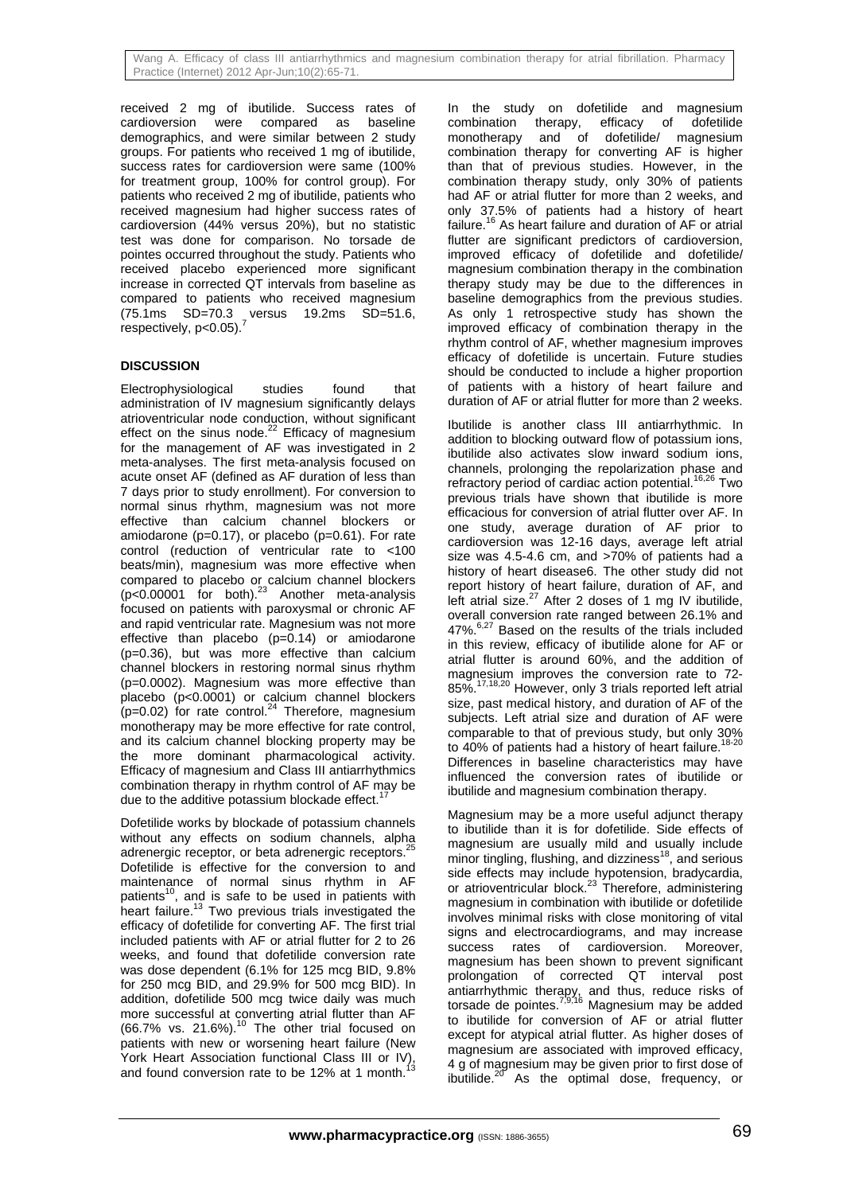received 2 mg of ibutilide. Success rates of cardioversion were compared as baseline demographics, and were similar between 2 study groups. For patients who received 1 mg of ibutilide, success rates for cardioversion were same (100% for treatment group, 100% for control group). For patients who received 2 mg of ibutilide, patients who received magnesium had higher success rates of cardioversion (44% versus 20%), but no statistic test was done for comparison. No torsade de pointes occurred throughout the study. Patients who received placebo experienced more significant increase in corrected QT intervals from baseline as compared to patients who received magnesium (75.1ms SD=70.3 versus 19.2ms SD=51.6, respectively, $p<0.05$).[7]

## DISCUSSION

Electrophysiological studies found that administration of IV magnesium significantly delays atrioventricular node conduction, without significant effect on the sinus node.[22] Efficacy of magnesium for the management of AF was investigated in 2 meta-analyses. The first meta-analysis focused on acute onset AF (defined as AF duration of less than 7 days prior to study enrollment). For conversion to normal sinus rhythm, magnesium was not more effective than calcium channel blockers or amiodarone ($p=0.17$), or placebo ($p=0.61$). For rate control (reduction of ventricular rate to <100 beats/min), magnesium was more effective when compared to placebo or calcium channel blockers ($p<0.00001$ for both).[23] Another meta-analysis focused on patients with paroxysmal or chronic AF and rapid ventricular rate. Magnesium was not more effective than placebo ($p=0.14$) or amiodarone ($p=0.36$), but was more effective than calcium channel blockers in restoring normal sinus rhythm ($p=0.0002$). Magnesium was more effective than placebo ($p<0.0001$) or calcium channel blockers ($p=0.02$) for rate control.[24] Therefore, magnesium monotherapy may be more effective for rate control, and its calcium channel blocking property may be the more dominant pharmacological activity. Efficacy of magnesium and Class III antiarrhythmics combination therapy in rhythm control of AF may be due to the additive potassium blockade effect.[17]

Dofetilide works by blockade of potassium channels without any effects on sodium channels, alpha adrenergic receptor, or beta adrenergic receptors.[25] Dofetilide is effective for the conversion to and maintenance of normal sinus rhythm in AF patients[10], and is safe to be used in patients with heart failure.[13] Two previous trials investigated the efficacy of dofetilide for converting AF. The first trial included patients with AF or atrial flutter for 2 to 26 weeks, and found that dofetilide conversion rate was dose dependent (6.1% for 125 mcg BID, 9.8% for 250 mcg BID, and 29.9% for 500 mcg BID). In addition, dofetilide 500 mcg twice daily was much more successful at converting atrial flutter than AF (66.7% vs. 21.6%).[10] The other trial focused on patients with new or worsening heart failure (New York Heart Association functional Class III or IV), and found conversion rate to be 12% at 1 month.[13]

In the study on dofetilide and magnesium combination therapy, efficacy of dofetilide monotherapy and of dofetilide/ magnesium combination therapy for converting AF is higher than that of previous studies. However, in the combination therapy study, only 30% of patients had AF or atrial flutter for more than 2 weeks, and only 37.5% of patients had a history of heart failure.[16] As heart failure and duration of AF or atrial flutter are significant predictors of cardioversion, improved efficacy of dofetilide and dofetilide/ magnesium combination therapy in the combination therapy study may be due to the differences in baseline demographics from the previous studies. As only 1 retrospective study has shown the improved efficacy of combination therapy in the rhythm control of AF, whether magnesium improves efficacy of dofetilide is uncertain. Future studies should be conducted to include a higher proportion of patients with a history of heart failure and duration of AF or atrial flutter for more than 2 weeks.

Ibutilide is another class III antiarrhythmic. In addition to blocking outward flow of potassium ions, ibutilide also activates slow inward sodium ions, channels, prolonging the repolarization phase and refractory period of cardiac action potential.[16,26] Two previous trials have shown that ibutilide is more efficacious for conversion of atrial flutter over AF. In one study, average duration of AF prior to cardioversion was 12-16 days, average left atrial size was 4.5-4.6 cm, and >70% of patients had a history of heart disease6. The other study did not report history of heart failure, duration of AF, and left atrial size.[27] After 2 doses of 1 mg IV ibutilide, overall conversion rate ranged between 26.1% and 47%.[6,27] Based on the results of the trials included in this review, efficacy of ibutilide alone for AF or atrial flutter is around 60%, and the addition of magnesium improves the conversion rate to 72-85%.[17,18,20] However, only 3 trials reported left atrial size, past medical history, and duration of AF of the subjects. Left atrial size and duration of AF were comparable to that of previous study, but only 30% to 40% of patients had a history of heart failure.[18-20] Differences in baseline characteristics may have influenced the conversion rates of ibutilide or ibutilide and magnesium combination therapy.

Magnesium may be a more useful adjunct therapy to ibutilide than it is for dofetilide. Side effects of magnesium are usually mild and usually include minor tingling, flushing, and dizziness[18], and serious side effects may include hypotension, bradycardia, or atrioventricular block.[23] Therefore, administering magnesium in combination with ibutilide or dofetilide involves minimal risks with close monitoring of vital signs and electrocardiograms, and may increase success rates of cardioversion. Moreover, magnesium has been shown to prevent significant prolongation of corrected QT interval post antiarrhythmic therapy, and thus, reduce risks of torsade de pointes.[7,9,16] Magnesium may be added to ibutilide for conversion of AF or atrial flutter except for atypical atrial flutter. As higher doses of magnesium are associated with improved efficacy, 4 g of magnesium may be given prior to first dose of ibutilide.[20] As the optimal dose, frequency, or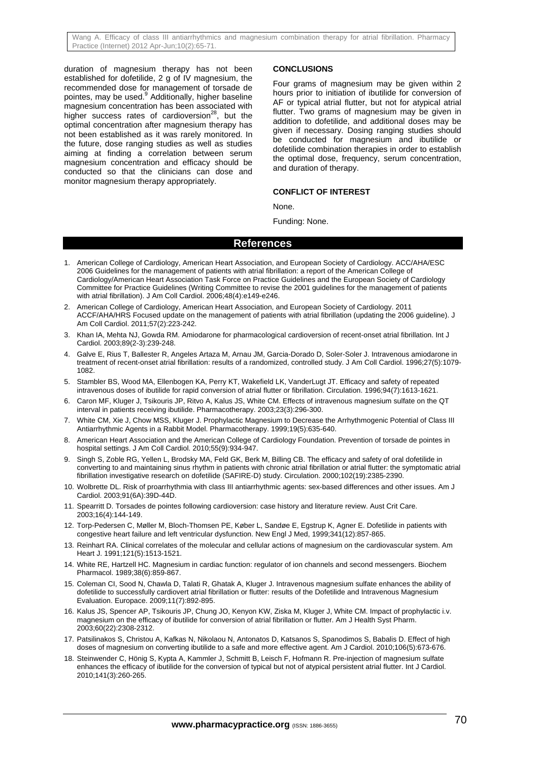duration of magnesium therapy has not been established for dofetilide, 2 g of IV magnesium, the recommended dose for management of torsade de pointes, may be used.[9] Additionally, higher baseline magnesium concentration has been associated with higher success rates of cardioversion[28], but the optimal concentration after magnesium therapy has not been established as it was rarely monitored. In the future, dose ranging studies as well as studies aiming at finding a correlation between serum magnesium concentration and efficacy should be conducted so that the clinicians can dose and monitor magnesium therapy appropriately.

## CONCLUSIONS

Four grams of magnesium may be given within 2 hours prior to initiation of ibutilide for conversion of AF or typical atrial flutter, but not for atypical atrial flutter. Two grams of magnesium may be given in addition to dofetilide, and additional doses may be given if necessary. Dosing ranging studies should be conducted for magnesium and ibutilide or dofetilide combination therapies in order to establish the optimal dose, frequency, serum concentration, and duration of therapy.

## CONFLICT OF INTEREST

None.

Funding: None.

## References

1. American College of Cardiology, American Heart Association, and European Society of Cardiology. ACC/AHA/ESC 2006 Guidelines for the management of patients with atrial fibrillation: a report of the American College of Cardiology/American Heart Association Task Force on Practice Guidelines and the European Society of Cardiology Committee for Practice Guidelines (Writing Committee to revise the 2001 guidelines for the management of patients with atrial fibrillation). J Am Coll Cardiol. 2006;48(4):e149-e246.
2. American College of Cardiology, American Heart Association, and European Society of Cardiology. 2011 ACCF/AHA/HRS Focused update on the management of patients with atrial fibrillation (updating the 2006 guideline). J Am Coll Cardiol. 2011;57(2):223-242.
3. Khan IA, Mehta NJ, Gowda RM. Amiodarone for pharmacological cardioversion of recent-onset atrial fibrillation. Int J Cardiol. 2003;89(2-3):239-248.
4. Galve E, Rius T, Ballester R, Angeles Artaza M, Arnau JM, Garcia-Dorado D, Soler-Soler J. Intravenous amiodarone in treatment of recent-onset atrial fibrillation: results of a randomized, controlled study. J Am Coll Cardiol. 1996;27(5):1079-1082.
5. Stambler BS, Wood MA, Ellenbogen KA, Perry KT, Wakefield LK, VanderLugt JT. Efficacy and safety of repeated intravenous doses of ibutilide for rapid conversion of atrial flutter or fibrillation. Circulation. 1996;94(7):1613-1621.
6. Caron MF, Kluger J, Tsikouris JP, Ritvo A, Kalus JS, White CM. Effects of intravenous magnesium sulfate on the QT interval in patients receiving ibutilide. Pharmacotherapy. 2003;23(3):296-300.
7. White CM, Xie J, Chow MSS, Kluger J. Prophylactic Magnesium to Decrease the Arrhythmogenic Potential of Class III Antiarrhythmic Agents in a Rabbit Model. Pharmacotherapy. 1999;19(5):635-640.
8. American Heart Association and the American College of Cardiology Foundation. Prevention of torsade de pointes in hospital settings. J Am Coll Cardiol. 2010;55(9):934-947.
9. Singh S, Zoble RG, Yellen L, Brodsky MA, Feld GK, Berk M, Billing CB. The efficacy and safety of oral dofetilide in converting to and maintaining sinus rhythm in patients with chronic atrial fibrillation or atrial flutter: the symptomatic atrial fibrillation investigative research on dofetilide (SAFIRE-D) study. Circulation. 2000;102(19):2385-2390.
10. Wolbrette DL. Risk of proarrhythmia with class III antiarrhythmic agents: sex-based differences and other issues. Am J Cardiol. 2003;91(6A):39D-44D.
11. Spearritt D. Torsades de pointes following cardioversion: case history and literature review. Aust Crit Care. 2003;16(4):144-149.
12. Torp-Pedersen C, Møller M, Bloch-Thomsen PE, Køber L, Sandøe E, Egstrup K, Agner E. Dofetilide in patients with congestive heart failure and left ventricular dysfunction. New Engl J Med, 1999;341(12):857-865.
13. Reinhart RA. Clinical correlates of the molecular and cellular actions of magnesium on the cardiovascular system. Am Heart J. 1991;121(5):1513-1521.
14. White RE, Hartzell HC. Magnesium in cardiac function: regulator of ion channels and second messengers. Biochem Pharmacol. 1989;38(6):859-867.
15. Coleman CI, Sood N, Chawla D, Talati R, Ghatak A, Kluger J. Intravenous magnesium sulfate enhances the ability of dofetilide to successfully cardiovert atrial fibrillation or flutter: results of the Dofetilide and Intravenous Magnesium Evaluation. Europace. 2009;11(7):892-895.
16. Kalus JS, Spencer AP, Tsikouris JP, Chung JO, Kenyon KW, Ziska M, Kluger J, White CM. Impact of prophylactic i.v. magnesium on the efficacy of ibutilide for conversion of atrial fibrillation or flutter. Am J Health Syst Pharm. 2003;60(22):2308-2312.
17. Patsilinakos S, Christou A, Kafkas N, Nikolaou N, Antonatos D, Katsanos S, Spanodimos S, Babalis D. Effect of high doses of magnesium on converting ibutilide to a safe and more effective agent. Am J Cardiol. 2010;106(5):673-676.
18. Steinwender C, Hönig S, Kypta A, Kammler J, Schmitt B, Leisch F, Hofmann R. Pre-injection of magnesium sulfate enhances the efficacy of ibutilide for the conversion of typical but not of atypical persistent atrial flutter. Int J Cardiol. 2010;141(3):260-265.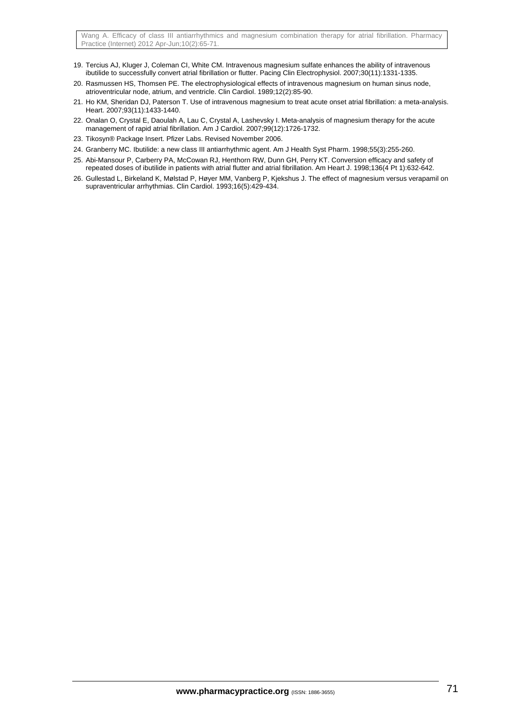19. Tercius AJ, Kluger J, Coleman CI, White CM. Intravenous magnesium sulfate enhances the ability of intravenous ibutilide to successfully convert atrial fibrillation or flutter. Pacing Clin Electrophysiol. 2007;30(11):1331-1335.
20. Rasmussen HS, Thomsen PE. The electrophysiological effects of intravenous magnesium on human sinus node, atrioventricular node, atrium, and ventricle. Clin Cardiol. 1989;12(2):85-90.
21. Ho KM, Sheridan DJ, Paterson T. Use of intravenous magnesium to treat acute onset atrial fibrillation: a meta-analysis. Heart. 2007;93(11):1433-1440.
22. Onalan O, Crystal E, Daoulah A, Lau C, Crystal A, Lashevsky I. Meta-analysis of magnesium therapy for the acute management of rapid atrial fibrillation. Am J Cardiol. 2007;99(12):1726-1732.
23. Tikosyn® Package Insert. Pfizer Labs. Revised November 2006.
24. Granberry MC. Ibutilide: a new class III antiarrhythmic agent. Am J Health Syst Pharm. 1998;55(3):255-260.
25. Abi-Mansour P, Carberry PA, McCowan RJ, Henthorn RW, Dunn GH, Perry KT. Conversion efficacy and safety of repeated doses of ibutilide in patients with atrial flutter and atrial fibrillation. Am Heart J. 1998;136(4 Pt 1):632-642.
26. Gullestad L, Birkeland K, Mølstad P, Høyer MM, Vanberg P, Kjekshus J. The effect of magnesium versus verapamil on supraventricular arrhythmias. Clin Cardiol. 1993;16(5):429-434.